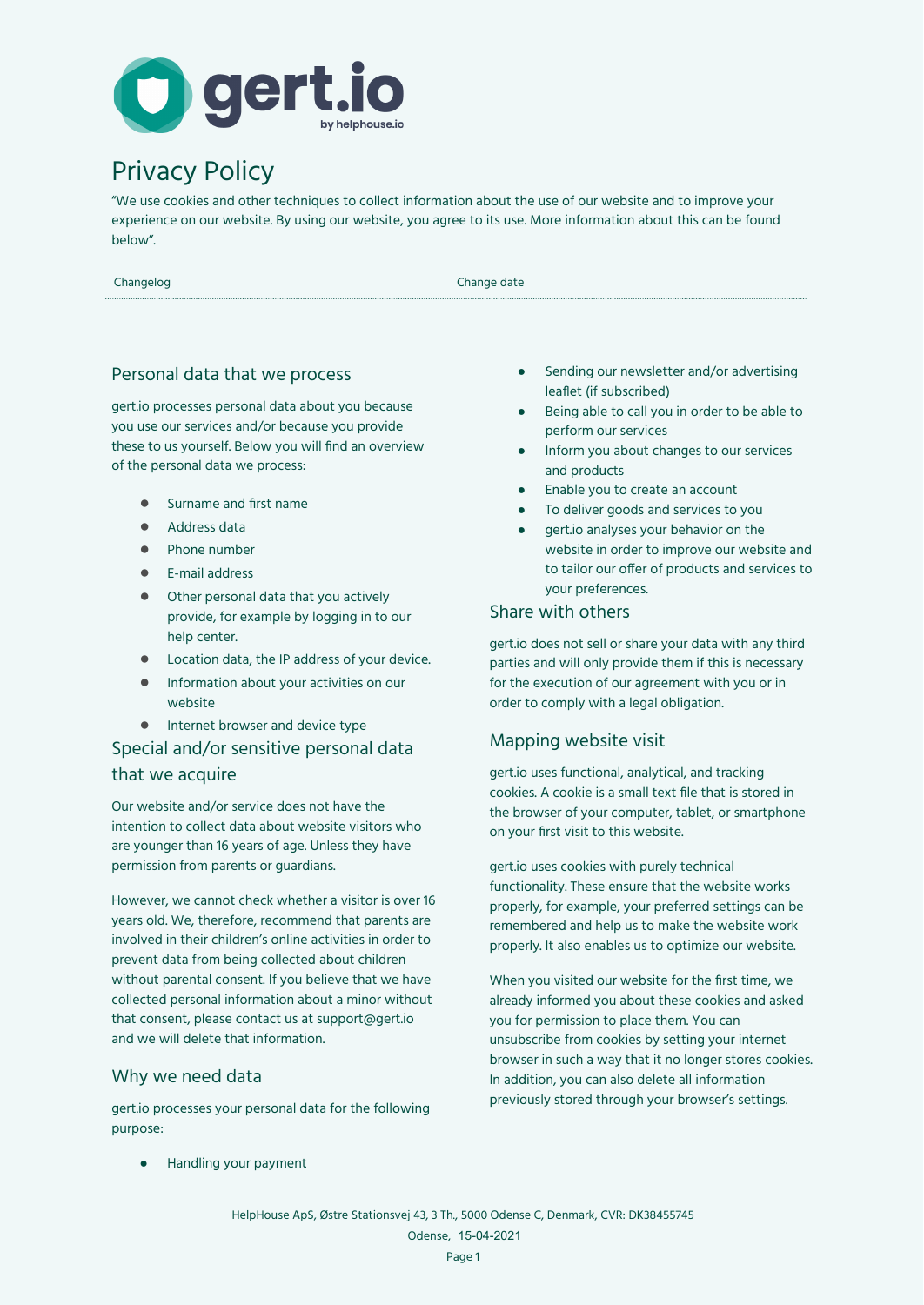# Privacy Policy

"We use cookies and other techniques to collect information about the use of our website and to improve your experience on our website. By using our website, you agree to its use. More information about this can be found below".

| Changelog | Change date |
| --- | --- |

## Personal data that we process

gert.io processes personal data about you because you use our services and/or because you provide these to us yourself. Below you will find an overview of the personal data we process:

- Surname and first name
- Address data
- Phone number
- E-mail address
- Other personal data that you actively provide, for example by logging in to our help center.
- Location data, the IP address of your device.
- Information about your activities on our website
- Internet browser and device type

## Special and/or sensitive personal data that we acquire

Our website and/or service does not have the intention to collect data about website visitors who are younger than 16 years of age. Unless they have permission from parents or guardians.

However, we cannot check whether a visitor is over 16 years old. We, therefore, recommend that parents are involved in their children's online activities in order to prevent data from being collected about children without parental consent. If you believe that we have collected personal information about a minor without that consent, please contact us at support@gert.io and we will delete that information.

## Why we need data

gert.io processes your personal data for the following purpose:

- Handling your payment
- Sending our newsletter and/or advertising leaflet (if subscribed)
- Being able to call you in order to be able to perform our services
- Inform you about changes to our services and products
- Enable you to create an account
- To deliver goods and services to you
- gert.io analyses your behavior on the website in order to improve our website and to tailor our offer of products and services to your preferences.

## Share with others

gert.io does not sell or share your data with any third parties and will only provide them if this is necessary for the execution of our agreement with you or in order to comply with a legal obligation.

## Mapping website visit

gert.io uses functional, analytical, and tracking cookies. A cookie is a small text file that is stored in the browser of your computer, tablet, or smartphone on your first visit to this website.

gert.io uses cookies with purely technical functionality. These ensure that the website works properly, for example, your preferred settings can be remembered and help us to make the website work properly. It also enables us to optimize our website.

When you visited our website for the first time, we already informed you about these cookies and asked you for permission to place them. You can unsubscribe from cookies by setting your internet browser in such a way that it no longer stores cookies. In addition, you can also delete all information previously stored through your browser's settings.

HelpHouse ApS, Østre Stationsvej 43, 3 Th., 5000 Odense C, Denmark, CVR: DK38455745

Odense, 15-04-2021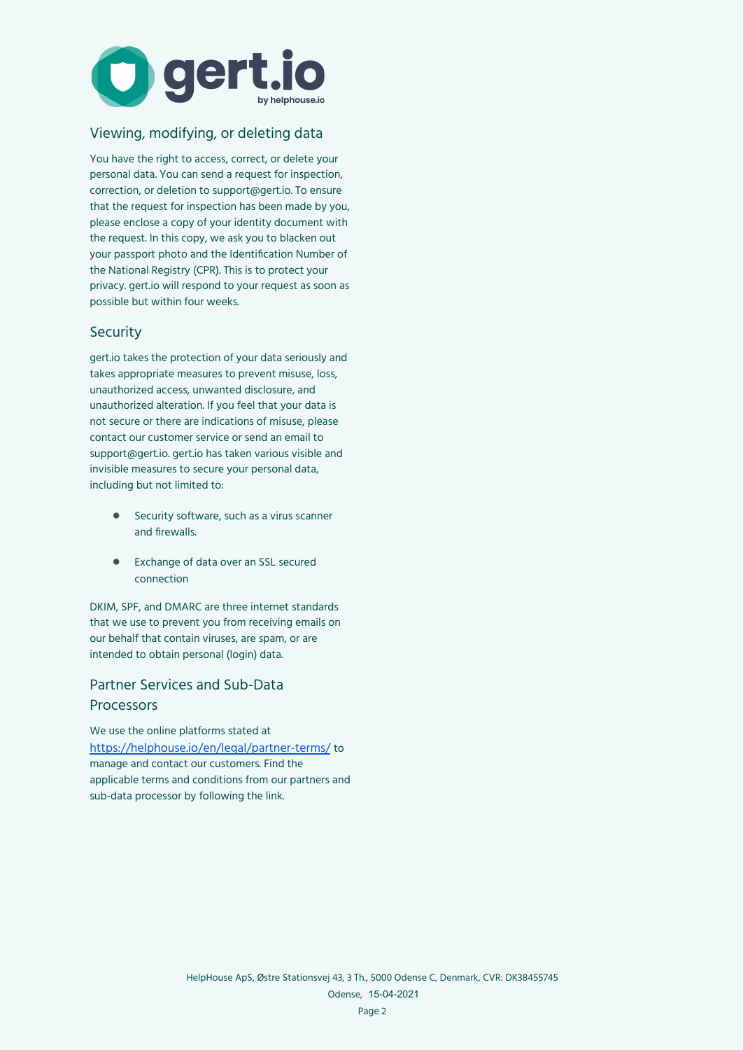## Viewing, modifying, or deleting data

You have the right to access, correct, or delete your personal data. You can send a request for inspection, correction, or deletion to support@gert.io. To ensure that the request for inspection has been made by you, please enclose a copy of your identity document with the request. In this copy, we ask you to blacken out your passport photo and the Identification Number of the National Registry (CPR). This is to protect your privacy. gert.io will respond to your request as soon as possible but within four weeks.

## Security

gert.io takes the protection of your data seriously and takes appropriate measures to prevent misuse, loss, unauthorized access, unwanted disclosure, and unauthorized alteration. If you feel that your data is not secure or there are indications of misuse, please contact our customer service or send an email to support@gert.io. gert.io has taken various visible and invisible measures to secure your personal data, including but not limited to:

- Security software, such as a virus scanner and firewalls.
- Exchange of data over an SSL secured connection

DKIM, SPF, and DMARC are three internet standards that we use to prevent you from receiving emails on our behalf that contain viruses, are spam, or are intended to obtain personal (login) data.

## Partner Services and Sub-Data Processors

We use the online platforms stated at [https://helphouse.io/en/legal/partner-terms/](https://helphouse.io/en/legal/partner-terms/) to manage and contact our customers. Find the applicable terms and conditions from our partners and sub-data processor by following the link.

HelpHouse ApS, Østre Stationsvej 43, 3 Th., 5000 Odense C, Denmark, CVR: DK38455745

Odense, 15-04-2021